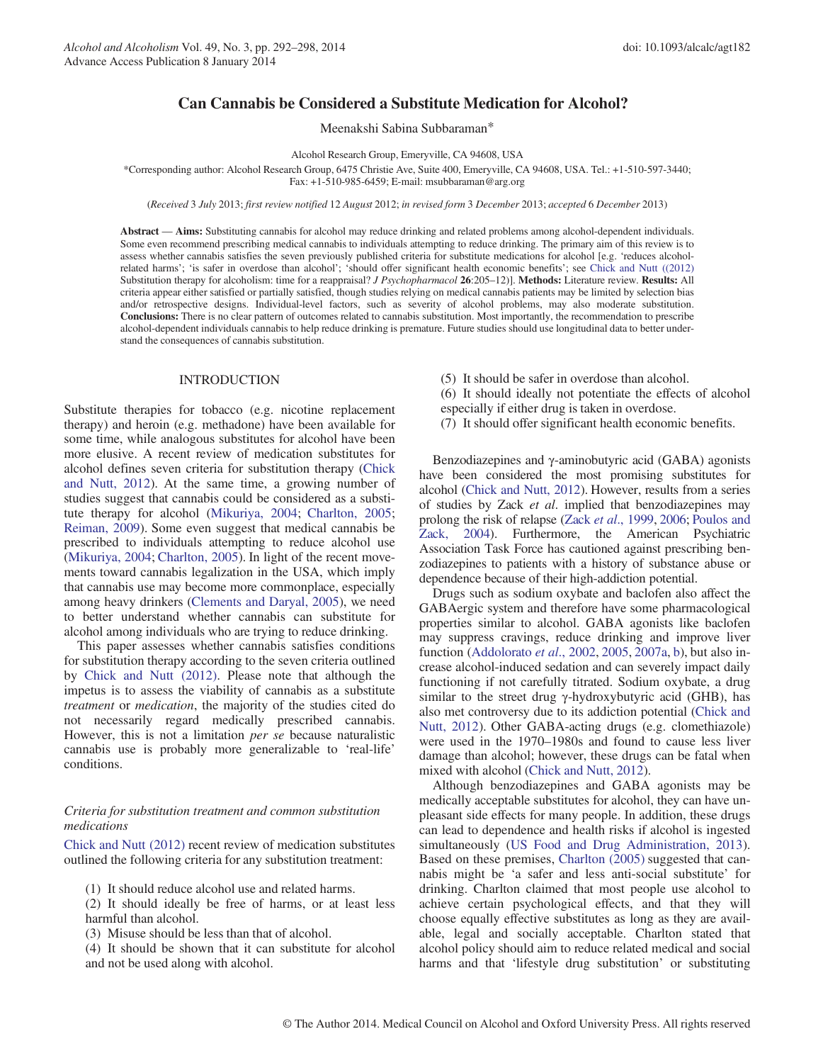# Can Cannabis be Considered a Substitute Medication for Alcohol?

Meenakshi Sabina Subbaraman*

Alcohol Research Group, Emeryville, CA 94608, USA

*Corresponding author: Alcohol Research Group, 6475 Christie Ave, Suite 400, Emeryville, CA 94608, USA. Tel.: +1-510-597-3440; Fax: +1-510-985-6459; E-mail: msubbaraman@arg.org

(*Received* 3 *July* 2013; *first review notified* 12 *August* 2012; *in revised form* 3 *December* 2013; *accepted* 6 *December* 2013)

**Abstract** — **Aims:** Substituting cannabis for alcohol may reduce drinking and related problems among alcohol-dependent individuals. Some even recommend prescribing medical cannabis to individuals attempting to reduce drinking. The primary aim of this review is to assess whether cannabis satisfies the seven previously published criteria for substitute medications for alcohol [e.g. 'reduces alcohol-related harms'; 'is safer in overdose than alcohol'; 'should offer significant health economic benefits'; see Chick and Nutt ((2012) Substitution therapy for alcoholism: time for a reappraisal? *J Psychopharmacol* **26**:205–12)]. **Methods:** Literature review. **Results:** All criteria appear either satisfied or partially satisfied, though studies relying on medical cannabis patients may be limited by selection bias and/or retrospective designs. Individual-level factors, such as severity of alcohol problems, may also moderate substitution. **Conclusions:** There is no clear pattern of outcomes related to cannabis substitution. Most importantly, the recommendation to prescribe alcohol-dependent individuals cannabis to help reduce drinking is premature. Future studies should use longitudinal data to better understand the consequences of cannabis substitution.

## INTRODUCTION

Substitute therapies for tobacco (e.g. nicotine replacement therapy) and heroin (e.g. methadone) have been available for some time, while analogous substitutes for alcohol have been more elusive. A recent review of medication substitutes for alcohol defines seven criteria for substitution therapy (Chick and Nutt, 2012). At the same time, a growing number of studies suggest that cannabis could be considered as a substitute therapy for alcohol (Mikuriya, 2004; Charlton, 2005; Reiman, 2009). Some even suggest that medical cannabis be prescribed to individuals attempting to reduce alcohol use (Mikuriya, 2004; Charlton, 2005). In light of the recent movements toward cannabis legalization in the USA, which imply that cannabis use may become more commonplace, especially among heavy drinkers (Clements and Daryal, 2005), we need to better understand whether cannabis can substitute for alcohol among individuals who are trying to reduce drinking.

This paper assesses whether cannabis satisfies conditions for substitution therapy according to the seven criteria outlined by Chick and Nutt (2012). Please note that although the impetus is to assess the viability of cannabis as a substitute *treatment* or *medication*, the majority of the studies cited do not necessarily regard medically prescribed cannabis. However, this is not a limitation *per se* because naturalistic cannabis use is probably more generalizable to 'real-life' conditions.

### *Criteria for substitution treatment and common substitution medications*

Chick and Nutt (2012) recent review of medication substitutes outlined the following criteria for any substitution treatment:

(1) It should reduce alcohol use and related harms.
(2) It should ideally be free of harms, or at least less harmful than alcohol.
(3) Misuse should be less than that of alcohol.
(4) It should be shown that it can substitute for alcohol and not be used along with alcohol.
(5) It should be safer in overdose than alcohol.
(6) It should ideally not potentiate the effects of alcohol especially if either drug is taken in overdose.
(7) It should offer significant health economic benefits.

Benzodiazepines and γ-aminobutyric acid (GABA) agonists have been considered the most promising substitutes for alcohol (Chick and Nutt, 2012). However, results from a series of studies by Zack *et al*. implied that benzodiazepines may prolong the risk of relapse (Zack *et al*., 1999, 2006; Poulos and Zack, 2004). Furthermore, the American Psychiatric Association Task Force has cautioned against prescribing benzodiazepines to patients with a history of substance abuse or dependence because of their high-addiction potential.

Drugs such as sodium oxybate and baclofen also affect the GABAergic system and therefore have some pharmacological properties similar to alcohol. GABA agonists like baclofen may suppress cravings, reduce drinking and improve liver function (Addolorato *et al*., 2002, 2005, 2007a, b), but also increase alcohol-induced sedation and can severely impact daily functioning if not carefully titrated. Sodium oxybate, a drug similar to the street drug γ-hydroxybutyric acid (GHB), has also met controversy due to its addiction potential (Chick and Nutt, 2012). Other GABA-acting drugs (e.g. clomethiazole) were used in the 1970–1980s and found to cause less liver damage than alcohol; however, these drugs can be fatal when mixed with alcohol (Chick and Nutt, 2012).

Although benzodiazepines and GABA agonists may be medically acceptable substitutes for alcohol, they can have unpleasant side effects for many people. In addition, these drugs can lead to dependence and health risks if alcohol is ingested simultaneously (US Food and Drug Administration, 2013). Based on these premises, Charlton (2005) suggested that cannabis might be 'a safer and less anti-social substitute' for drinking. Charlton claimed that most people use alcohol to achieve certain psychological effects, and that they will choose equally effective substitutes as long as they are available, legal and socially acceptable. Charlton stated that alcohol policy should aim to reduce related medical and social harms and that 'lifestyle drug substitution' or substituting

© The Author 2014. Medical Council on Alcohol and Oxford University Press. All rights reserved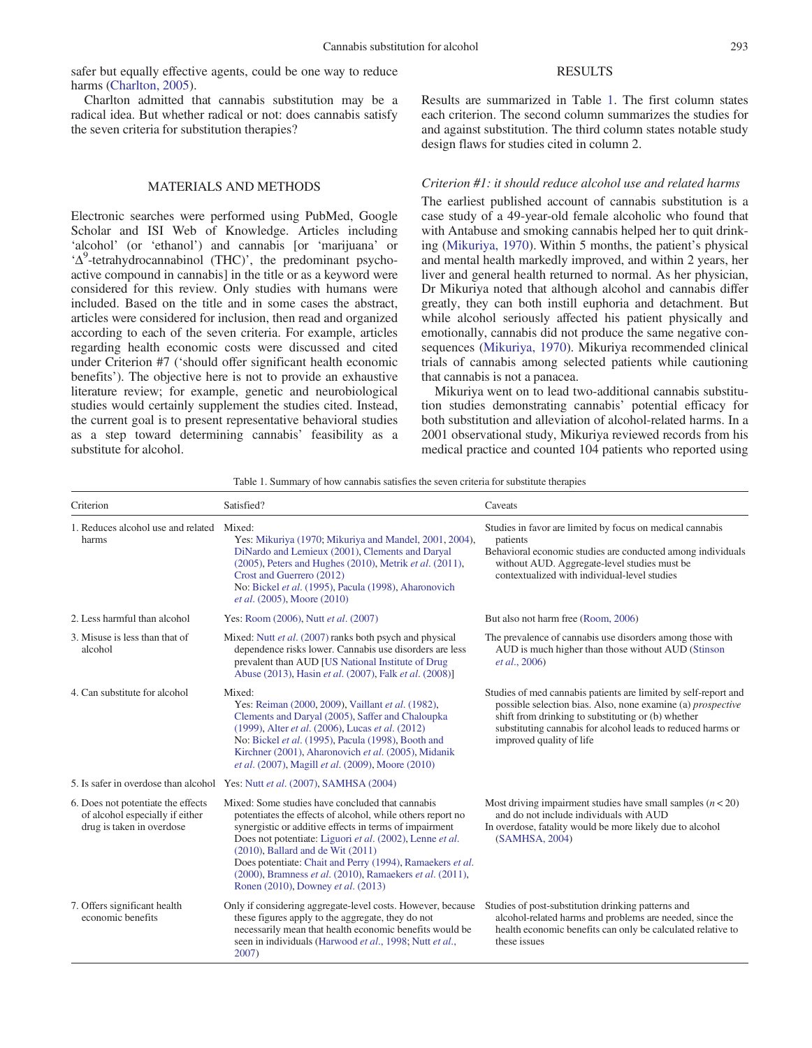safer but equally effective agents, could be one way to reduce harms (Charlton, 2005).

Charlton admitted that cannabis substitution may be a radical idea. But whether radical or not: does cannabis satisfy the seven criteria for substitution therapies?

## MATERIALS AND METHODS

Electronic searches were performed using PubMed, Google Scholar and ISI Web of Knowledge. Articles including 'alcohol' (or 'ethanol') and cannabis [or 'marijuana' or '$\Delta^9$-tetrahydrocannabinol (THC)', the predominant psychoactive compound in cannabis] in the title or as a keyword were considered for this review. Only studies with humans were included. Based on the title and in some cases the abstract, articles were considered for inclusion, then read and organized according to each of the seven criteria. For example, articles regarding health economic costs were discussed and cited under Criterion #7 ('should offer significant health economic benefits'). The objective here is not to provide an exhaustive literature review; for example, genetic and neurobiological studies would certainly supplement the studies cited. Instead, the current goal is to present representative behavioral studies as a step toward determining cannabis' feasibility as a substitute for alcohol.

## RESULTS

Results are summarized in Table 1. The first column states each criterion. The second column summarizes the studies for and against substitution. The third column states notable study design flaws for studies cited in column 2.

### *Criterion #1: it should reduce alcohol use and related harms*

The earliest published account of cannabis substitution is a case study of a 49-year-old female alcoholic who found that with Antabuse and smoking cannabis helped her to quit drinking (Mikuriya, 1970). Within 5 months, the patient's physical and mental health markedly improved, and within 2 years, her liver and general health returned to normal. As her physician, Dr Mikuriya noted that although alcohol and cannabis differ greatly, they can both instill euphoria and detachment. But while alcohol seriously affected his patient physically and emotionally, cannabis did not produce the same negative consequences (Mikuriya, 1970). Mikuriya recommended clinical trials of cannabis among selected patients while cautioning that cannabis is not a panacea.

Mikuriya went on to lead two-additional cannabis substitution studies demonstrating cannabis' potential efficacy for both substitution and alleviation of alcohol-related harms. In a 2001 observational study, Mikuriya reviewed records from his medical practice and counted 104 patients who reported using

Table 1. Summary of how cannabis satisfies the seven criteria for substitute therapies

| Criterion | Satisfied? | Caveats |
|---|---|---|
| 1. Reduces alcohol use and related harms | Mixed:<br>Yes: Mikuriya (1970; Mikuriya and Mandel, 2001, 2004), DiNardo and Lemieux (2001), Clements and Daryal (2005), Peters and Hughes (2010), Metrik *et al*. (2011), Crost and Guerrero (2012)<br>No: Bickel *et al*. (1995), Pacula (1998), Aharonovich *et al*. (2005), Moore (2010) | Studies in favor are limited by focus on medical cannabis patients<br>Behavioral economic studies are conducted among individuals without AUD. Aggregate-level studies must be contextualized with individual-level studies |
| 2. Less harmful than alcohol | Yes: Room (2006), Nutt *et al*. (2007) | But also not harm free (Room, 2006) |
| 3. Misuse is less than that of alcohol | Mixed: Nutt *et al*. (2007) ranks both psych and physical dependence risks lower. Cannabis use disorders are less prevalent than AUD [US National Institute of Drug Abuse (2013), Hasin *et al*. (2007), Falk *et al*. (2008)] | The prevalence of cannabis use disorders among those with AUD is much higher than those without AUD (Stinson *et al*., 2006) |
| 4. Can substitute for alcohol | Mixed:<br>Yes: Reiman (2000, 2009), Vaillant *et al*. (1982), Clements and Daryal (2005), Saffer and Chaloupka (1999), Alter *et al*. (2006), Lucas *et al*. (2012)<br>No: Bickel *et al*. (1995), Pacula (1998), Booth and Kirchner (2001), Aharonovich *et al*. (2005), Midanik *et al*. (2007), Magill *et al*. (2009), Moore (2010) | Studies of med cannabis patients are limited by self-report and possible selection bias. Also, none examine (a) *prospective* shift from drinking to substituting or (b) whether substituting cannabis for alcohol leads to reduced harms or improved quality of life |
| 5. Is safer in overdose than alcohol | Yes: Nutt *et al*. (2007), SAMHSA (2004) | |
| 6. Does not potentiate the effects of alcohol especially if either drug is taken in overdose | Mixed: Some studies have concluded that cannabis potentiates the effects of alcohol, while others report no synergistic or additive effects in terms of impairment<br>Does not potentiate: Liguori *et al*. (2002), Lenne *et al*. (2010), Ballard and de Wit (2011)<br>Does potentiate: Chait and Perry (1994), Ramaekers *et al*. (2000), Bramness *et al*. (2010), Ramaekers *et al*. (2011), Ronen (2010), Downey *et al*. (2013) | Most driving impairment studies have small samples ($n < 20$) and do not include individuals with AUD<br>In overdose, fatality would be more likely due to alcohol (SAMHSA, 2004) |
| 7. Offers significant health economic benefits | Only if considering aggregate-level costs. However, because these figures apply to the aggregate, they do not necessarily mean that health economic benefits would be seen in individuals (Harwood *et al*., 1998; Nutt *et al*., 2007) | Studies of post-substitution drinking patterns and alcohol-related harms and problems are needed, since the health economic benefits can only be calculated relative to these issues |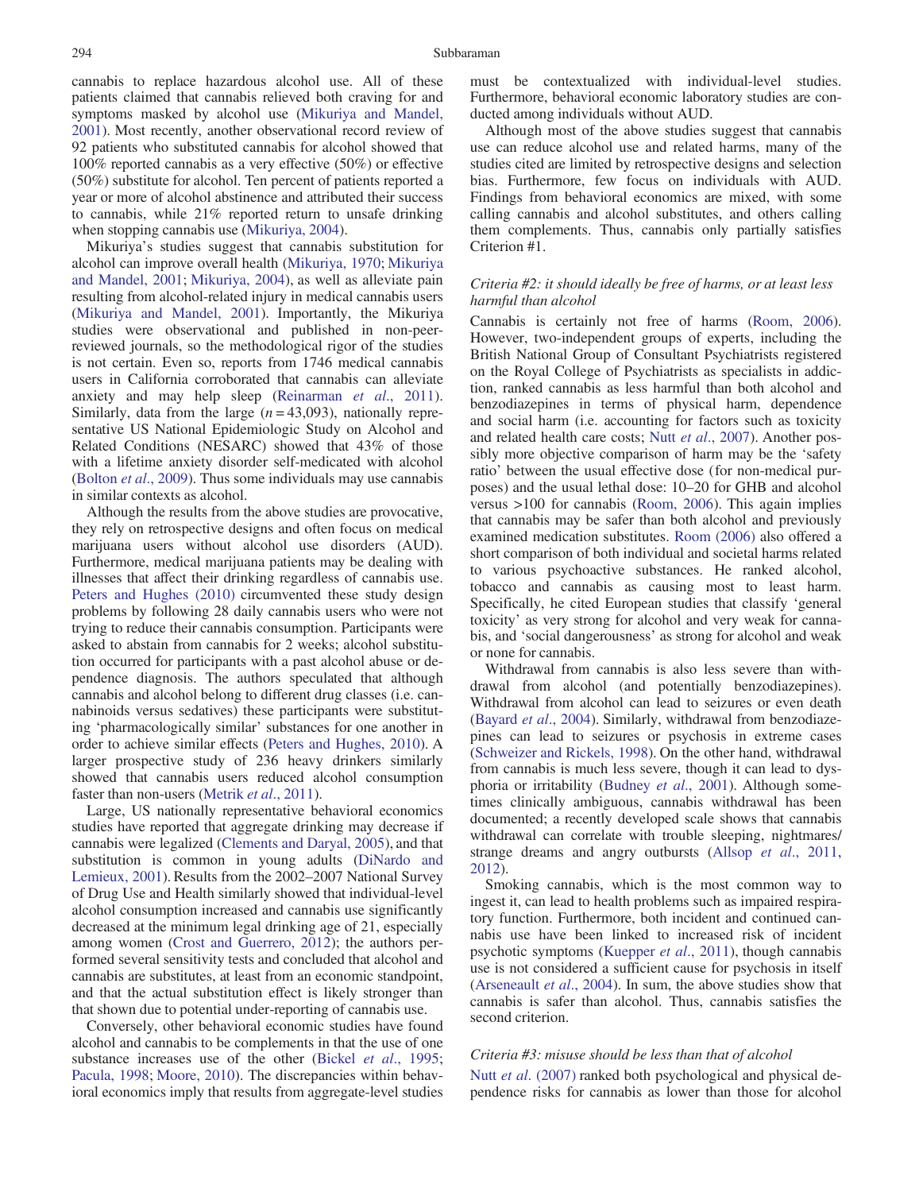cannabis to replace hazardous alcohol use. All of these patients claimed that cannabis relieved both craving for and symptoms masked by alcohol use (Mikuriya and Mandel, 2001). Most recently, another observational record review of 92 patients who substituted cannabis for alcohol showed that 100% reported cannabis as a very effective (50%) or effective (50%) substitute for alcohol. Ten percent of patients reported a year or more of alcohol abstinence and attributed their success to cannabis, while 21% reported return to unsafe drinking when stopping cannabis use (Mikuriya, 2004).

Mikuriya's studies suggest that cannabis substitution for alcohol can improve overall health (Mikuriya, 1970; Mikuriya and Mandel, 2001; Mikuriya, 2004), as well as alleviate pain resulting from alcohol-related injury in medical cannabis users (Mikuriya and Mandel, 2001). Importantly, the Mikuriya studies were observational and published in non-peer-reviewed journals, so the methodological rigor of the studies is not certain. Even so, reports from 1746 medical cannabis users in California corroborated that cannabis can alleviate anxiety and may help sleep (Reinarman *et al*., 2011). Similarly, data from the large ($n = 43{,}093$), nationally representative US National Epidemiologic Study on Alcohol and Related Conditions (NESARC) showed that 43% of those with a lifetime anxiety disorder self-medicated with alcohol (Bolton *et al*., 2009). Thus some individuals may use cannabis in similar contexts as alcohol.

Although the results from the above studies are provocative, they rely on retrospective designs and often focus on medical marijuana users without alcohol use disorders (AUD). Furthermore, medical marijuana patients may be dealing with illnesses that affect their drinking regardless of cannabis use. Peters and Hughes (2010) circumvented these study design problems by following 28 daily cannabis users who were not trying to reduce their cannabis consumption. Participants were asked to abstain from cannabis for 2 weeks; alcohol substitution occurred for participants with a past alcohol abuse or dependence diagnosis. The authors speculated that although cannabis and alcohol belong to different drug classes (i.e. cannabinoids versus sedatives) these participants were substituting 'pharmacologically similar' substances for one another in order to achieve similar effects (Peters and Hughes, 2010). A larger prospective study of 236 heavy drinkers similarly showed that cannabis users reduced alcohol consumption faster than non-users (Metrik *et al*., 2011).

Large, US nationally representative behavioral economics studies have reported that aggregate drinking may decrease if cannabis were legalized (Clements and Daryal, 2005), and that substitution is common in young adults (DiNardo and Lemieux, 2001). Results from the 2002–2007 National Survey of Drug Use and Health similarly showed that individual-level alcohol consumption increased and cannabis use significantly decreased at the minimum legal drinking age of 21, especially among women (Crost and Guerrero, 2012); the authors performed several sensitivity tests and concluded that alcohol and cannabis are substitutes, at least from an economic standpoint, and that the actual substitution effect is likely stronger than that shown due to potential under-reporting of cannabis use.

Conversely, other behavioral economic studies have found alcohol and cannabis to be complements in that the use of one substance increases use of the other (Bickel *et al*., 1995; Pacula, 1998; Moore, 2010). The discrepancies within behavioral economics imply that results from aggregate-level studies must be contextualized with individual-level studies. Furthermore, behavioral economic laboratory studies are conducted among individuals without AUD.

Although most of the above studies suggest that cannabis use can reduce alcohol use and related harms, many of the studies cited are limited by retrospective designs and selection bias. Furthermore, few focus on individuals with AUD. Findings from behavioral economics are mixed, with some calling cannabis and alcohol substitutes, and others calling them complements. Thus, cannabis only partially satisfies Criterion #1.

### *Criteria #2: it should ideally be free of harms, or at least less harmful than alcohol*

Cannabis is certainly not free of harms (Room, 2006). However, two-independent groups of experts, including the British National Group of Consultant Psychiatrists registered on the Royal College of Psychiatrists as specialists in addiction, ranked cannabis as less harmful than both alcohol and benzodiazepines in terms of physical harm, dependence and social harm (i.e. accounting for factors such as toxicity and related health care costs; Nutt *et al*., 2007). Another possibly more objective comparison of harm may be the 'safety ratio' between the usual effective dose (for non-medical purposes) and the usual lethal dose: 10–20 for GHB and alcohol versus >100 for cannabis (Room, 2006). This again implies that cannabis may be safer than both alcohol and previously examined medication substitutes. Room (2006) also offered a short comparison of both individual and societal harms related to various psychoactive substances. He ranked alcohol, tobacco and cannabis as causing most to least harm. Specifically, he cited European studies that classify 'general toxicity' as very strong for alcohol and very weak for cannabis, and 'social dangerousness' as strong for alcohol and weak or none for cannabis.

Withdrawal from cannabis is also less severe than withdrawal from alcohol (and potentially benzodiazepines). Withdrawal from alcohol can lead to seizures or even death (Bayard *et al*., 2004). Similarly, withdrawal from benzodiazepines can lead to seizures or psychosis in extreme cases (Schweizer and Rickels, 1998). On the other hand, withdrawal from cannabis is much less severe, though it can lead to dysphoria or irritability (Budney *et al*., 2001). Although sometimes clinically ambiguous, cannabis withdrawal has been documented; a recently developed scale shows that cannabis withdrawal can correlate with trouble sleeping, nightmares/strange dreams and angry outbursts (Allsop *et al*., 2011, 2012).

Smoking cannabis, which is the most common way to ingest it, can lead to health problems such as impaired respiratory function. Furthermore, both incident and continued cannabis use have been linked to increased risk of incident psychotic symptoms (Kuepper *et al*., 2011), though cannabis use is not considered a sufficient cause for psychosis in itself (Arseneault *et al*., 2004). In sum, the above studies show that cannabis is safer than alcohol. Thus, cannabis satisfies the second criterion.

### *Criteria #3: misuse should be less than that of alcohol*

Nutt *et al*. (2007) ranked both psychological and physical dependence risks for cannabis as lower than those for alcohol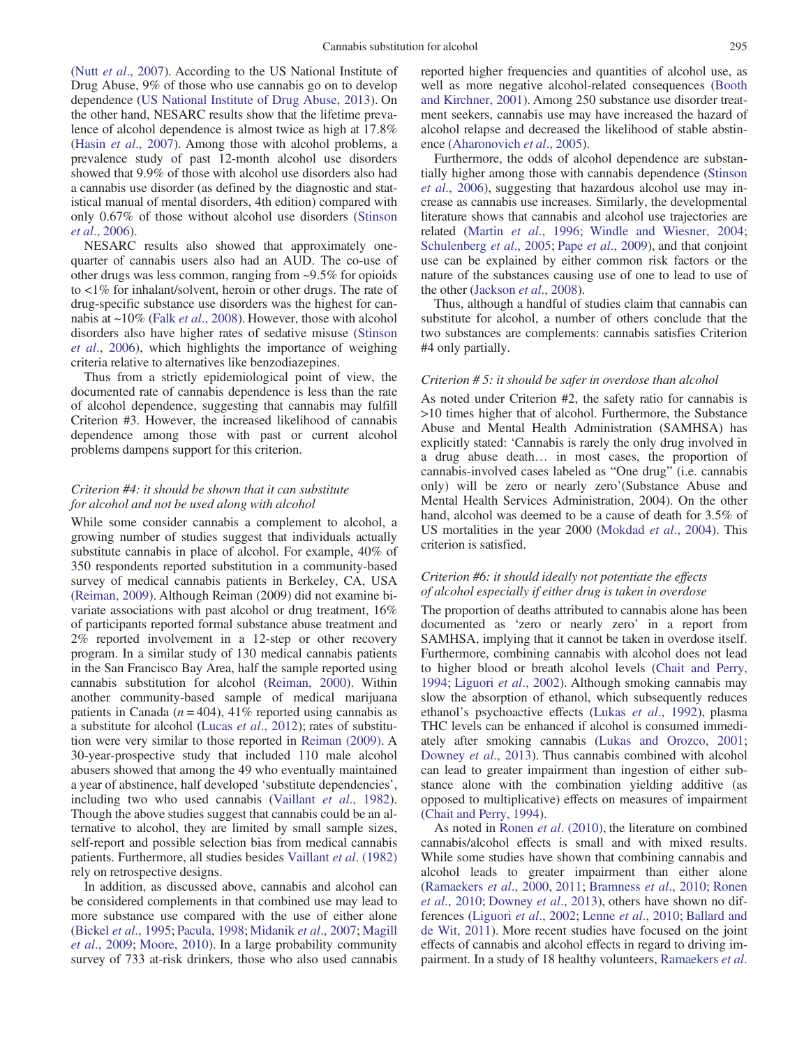(Nutt *et al*., 2007). According to the US National Institute of Drug Abuse, 9% of those who use cannabis go on to develop dependence (US National Institute of Drug Abuse, 2013). On the other hand, NESARC results show that the lifetime prevalence of alcohol dependence is almost twice as high at 17.8% (Hasin *et al*., 2007). Among those with alcohol problems, a prevalence study of past 12-month alcohol use disorders showed that 9.9% of those with alcohol use disorders also had a cannabis use disorder (as defined by the diagnostic and statistical manual of mental disorders, 4th edition) compared with only 0.67% of those without alcohol use disorders (Stinson *et al*., 2006).

NESARC results also showed that approximately one-quarter of cannabis users also had an AUD. The co-use of other drugs was less common, ranging from ~9.5% for opioids to <1% for inhalant/solvent, heroin or other drugs. The rate of drug-specific substance use disorders was the highest for cannabis at ~10% (Falk *et al*., 2008). However, those with alcohol disorders also have higher rates of sedative misuse (Stinson *et al*., 2006), which highlights the importance of weighing criteria relative to alternatives like benzodiazepines.

Thus from a strictly epidemiological point of view, the documented rate of cannabis dependence is less than the rate of alcohol dependence, suggesting that cannabis may fulfill Criterion #3. However, the increased likelihood of cannabis dependence among those with past or current alcohol problems dampens support for this criterion.

### *Criterion #4: it should be shown that it can substitute for alcohol and not be used along with alcohol*

While some consider cannabis a complement to alcohol, a growing number of studies suggest that individuals actually substitute cannabis in place of alcohol. For example, 40% of 350 respondents reported substitution in a community-based survey of medical cannabis patients in Berkeley, CA, USA (Reiman, 2009). Although Reiman (2009) did not examine bivariate associations with past alcohol or drug treatment, 16% of participants reported formal substance abuse treatment and 2% reported involvement in a 12-step or other recovery program. In a similar study of 130 medical cannabis patients in the San Francisco Bay Area, half the sample reported using cannabis substitution for alcohol (Reiman, 2000). Within another community-based sample of medical marijuana patients in Canada ($n = 404$), 41% reported using cannabis as a substitute for alcohol (Lucas *et al*., 2012); rates of substitution were very similar to those reported in Reiman (2009). A 30-year-prospective study that included 110 male alcohol abusers showed that among the 49 who eventually maintained a year of abstinence, half developed 'substitute dependencies', including two who used cannabis (Vaillant *et al*., 1982). Though the above studies suggest that cannabis could be an alternative to alcohol, they are limited by small sample sizes, self-report and possible selection bias from medical cannabis patients. Furthermore, all studies besides Vaillant *et al*. (1982) rely on retrospective designs.

In addition, as discussed above, cannabis and alcohol can be considered complements in that combined use may lead to more substance use compared with the use of either alone (Bickel *et al*., 1995; Pacula, 1998; Midanik *et al*., 2007; Magill *et al*., 2009; Moore, 2010). In a large probability community survey of 733 at-risk drinkers, those who also used cannabis reported higher frequencies and quantities of alcohol use, as well as more negative alcohol-related consequences (Booth and Kirchner, 2001). Among 250 substance use disorder treatment seekers, cannabis use may have increased the hazard of alcohol relapse and decreased the likelihood of stable abstinence (Aharonovich *et al*., 2005).

Furthermore, the odds of alcohol dependence are substantially higher among those with cannabis dependence (Stinson *et al*., 2006), suggesting that hazardous alcohol use may increase as cannabis use increases. Similarly, the developmental literature shows that cannabis and alcohol use trajectories are related (Martin *et al*., 1996; Windle and Wiesner, 2004; Schulenberg *et al*., 2005; Pape *et al*., 2009), and that conjoint use can be explained by either common risk factors or the nature of the substances causing use of one to lead to use of the other (Jackson *et al*., 2008).

Thus, although a handful of studies claim that cannabis can substitute for alcohol, a number of others conclude that the two substances are complements: cannabis satisfies Criterion #4 only partially.

### *Criterion # 5: it should be safer in overdose than alcohol*

As noted under Criterion #2, the safety ratio for cannabis is >10 times higher that of alcohol. Furthermore, the Substance Abuse and Mental Health Administration (SAMHSA) has explicitly stated: 'Cannabis is rarely the only drug involved in a drug abuse death… in most cases, the proportion of cannabis-involved cases labeled as "One drug" (i.e. cannabis only) will be zero or nearly zero'(Substance Abuse and Mental Health Services Administration, 2004). On the other hand, alcohol was deemed to be a cause of death for 3.5% of US mortalities in the year 2000 (Mokdad *et al*., 2004). This criterion is satisfied.

### *Criterion #6: it should ideally not potentiate the effects of alcohol especially if either drug is taken in overdose*

The proportion of deaths attributed to cannabis alone has been documented as 'zero or nearly zero' in a report from SAMHSA, implying that it cannot be taken in overdose itself. Furthermore, combining cannabis with alcohol does not lead to higher blood or breath alcohol levels (Chait and Perry, 1994; Liguori *et al*., 2002). Although smoking cannabis may slow the absorption of ethanol, which subsequently reduces ethanol's psychoactive effects (Lukas *et al*., 1992), plasma THC levels can be enhanced if alcohol is consumed immediately after smoking cannabis (Lukas and Orozco, 2001; Downey *et al*., 2013). Thus cannabis combined with alcohol can lead to greater impairment than ingestion of either substance alone with the combination yielding additive (as opposed to multiplicative) effects on measures of impairment (Chait and Perry, 1994).

As noted in Ronen *et al*. (2010), the literature on combined cannabis/alcohol effects is small and with mixed results. While some studies have shown that combining cannabis and alcohol leads to greater impairment than either alone (Ramaekers *et al*., 2000, 2011; Bramness *et al*., 2010; Ronen *et al*., 2010; Downey *et al*., 2013), others have shown no differences (Liguori *et al*., 2002; Lenne *et al*., 2010; Ballard and de Wit, 2011). More recent studies have focused on the joint effects of cannabis and alcohol effects in regard to driving impairment. In a study of 18 healthy volunteers, Ramaekers *et al*.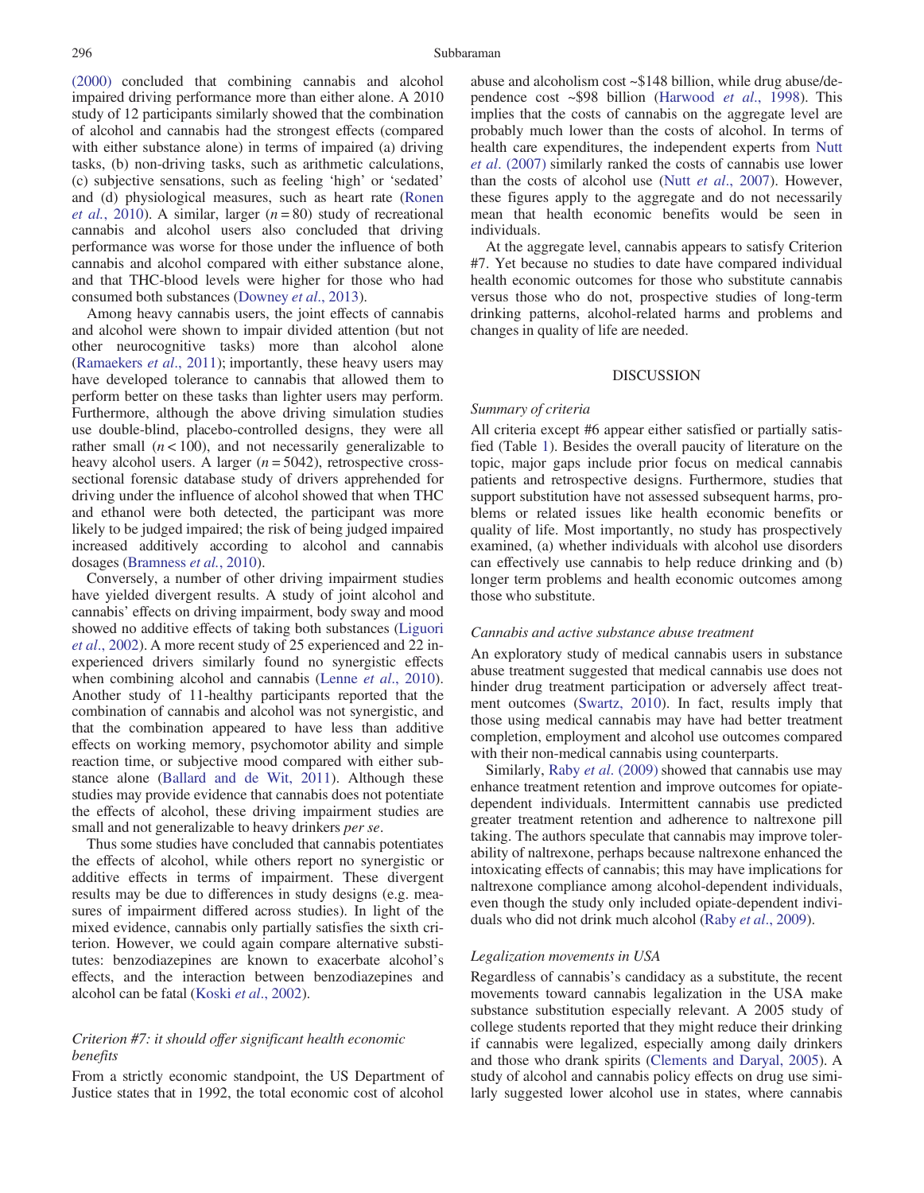(2000) concluded that combining cannabis and alcohol impaired driving performance more than either alone. A 2010 study of 12 participants similarly showed that the combination of alcohol and cannabis had the strongest effects (compared with either substance alone) in terms of impaired (a) driving tasks, (b) non-driving tasks, such as arithmetic calculations, (c) subjective sensations, such as feeling 'high' or 'sedated' and (d) physiological measures, such as heart rate (Ronen *et al.*, 2010). A similar, larger ($n = 80$) study of recreational cannabis and alcohol users also concluded that driving performance was worse for those under the influence of both cannabis and alcohol compared with either substance alone, and that THC-blood levels were higher for those who had consumed both substances (Downey *et al.*, 2013).

Among heavy cannabis users, the joint effects of cannabis and alcohol were shown to impair divided attention (but not other neurocognitive tasks) more than alcohol alone (Ramaekers *et al.*, 2011); importantly, these heavy users may have developed tolerance to cannabis that allowed them to perform better on these tasks than lighter users may perform. Furthermore, although the above driving simulation studies use double-blind, placebo-controlled designs, they were all rather small ($n < 100$), and not necessarily generalizable to heavy alcohol users. A larger ($n = 5042$), retrospective cross-sectional forensic database study of drivers apprehended for driving under the influence of alcohol showed that when THC and ethanol were both detected, the participant was more likely to be judged impaired; the risk of being judged impaired increased additively according to alcohol and cannabis dosages (Bramness *et al.*, 2010).

Conversely, a number of other driving impairment studies have yielded divergent results. A study of joint alcohol and cannabis' effects on driving impairment, body sway and mood showed no additive effects of taking both substances (Liguori *et al.*, 2002). A more recent study of 25 experienced and 22 inexperienced drivers similarly found no synergistic effects when combining alcohol and cannabis (Lenne *et al.*, 2010). Another study of 11-healthy participants reported that the combination of cannabis and alcohol was not synergistic, and that the combination appeared to have less than additive effects on working memory, psychomotor ability and simple reaction time, or subjective mood compared with either substance alone (Ballard and de Wit, 2011). Although these studies may provide evidence that cannabis does not potentiate the effects of alcohol, these driving impairment studies are small and not generalizable to heavy drinkers *per se*.

Thus some studies have concluded that cannabis potentiates the effects of alcohol, while others report no synergistic or additive effects in terms of impairment. These divergent results may be due to differences in study designs (e.g. measures of impairment differed across studies). In light of the mixed evidence, cannabis only partially satisfies the sixth criterion. However, we could again compare alternative substitutes: benzodiazepines are known to exacerbate alcohol's effects, and the interaction between benzodiazepines and alcohol can be fatal (Koski *et al.*, 2002).

### *Criterion #7: it should offer significant health economic benefits*

From a strictly economic standpoint, the US Department of Justice states that in 1992, the total economic cost of alcohol abuse and alcoholism cost ~$148 billion, while drug abuse/dependence cost ~$98 billion (Harwood *et al.*, 1998). This implies that the costs of cannabis on the aggregate level are probably much lower than the costs of alcohol. In terms of health care expenditures, the independent experts from Nutt *et al.* (2007) similarly ranked the costs of cannabis use lower than the costs of alcohol use (Nutt *et al.*, 2007). However, these figures apply to the aggregate and do not necessarily mean that health economic benefits would be seen in individuals.

At the aggregate level, cannabis appears to satisfy Criterion #7. Yet because no studies to date have compared individual health economic outcomes for those who substitute cannabis versus those who do not, prospective studies of long-term drinking patterns, alcohol-related harms and problems and changes in quality of life are needed.

## DISCUSSION

### *Summary of criteria*

All criteria except #6 appear either satisfied or partially satisfied (Table 1). Besides the overall paucity of literature on the topic, major gaps include prior focus on medical cannabis patients and retrospective designs. Furthermore, studies that support substitution have not assessed subsequent harms, problems or related issues like health economic benefits or quality of life. Most importantly, no study has prospectively examined, (a) whether individuals with alcohol use disorders can effectively use cannabis to help reduce drinking and (b) longer term problems and health economic outcomes among those who substitute.

### *Cannabis and active substance abuse treatment*

An exploratory study of medical cannabis users in substance abuse treatment suggested that medical cannabis use does not hinder drug treatment participation or adversely affect treatment outcomes (Swartz, 2010). In fact, results imply that those using medical cannabis may have had better treatment completion, employment and alcohol use outcomes compared with their non-medical cannabis using counterparts.

Similarly, Raby *et al.* (2009) showed that cannabis use may enhance treatment retention and improve outcomes for opiate-dependent individuals. Intermittent cannabis use predicted greater treatment retention and adherence to naltrexone pill taking. The authors speculate that cannabis may improve tolerability of naltrexone, perhaps because naltrexone enhanced the intoxicating effects of cannabis; this may have implications for naltrexone compliance among alcohol-dependent individuals, even though the study only included opiate-dependent individuals who did not drink much alcohol (Raby *et al.*, 2009).

### *Legalization movements in USA*

Regardless of cannabis's candidacy as a substitute, the recent movements toward cannabis legalization in the USA make substance substitution especially relevant. A 2005 study of college students reported that they might reduce their drinking if cannabis were legalized, especially among daily drinkers and those who drank spirits (Clements and Daryal, 2005). A study of alcohol and cannabis policy effects on drug use similarly suggested lower alcohol use in states, where cannabis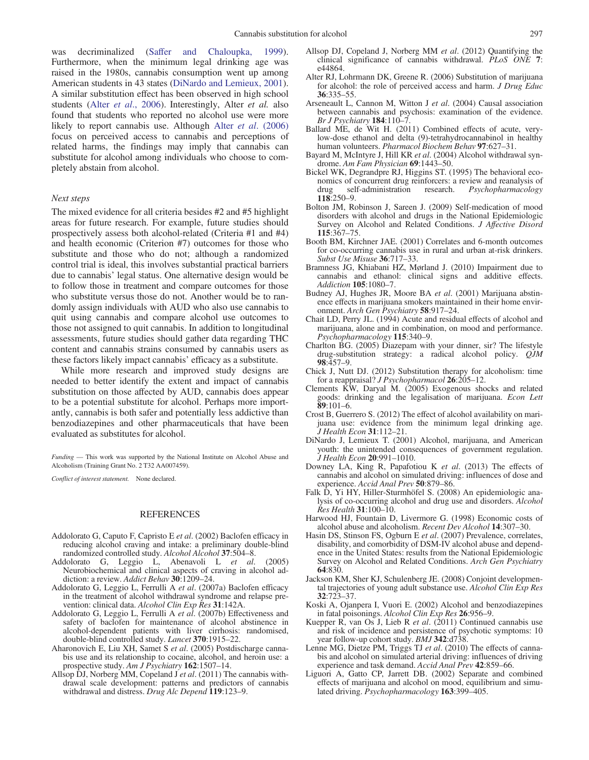was decriminalized (Saffer and Chaloupka, 1999). Furthermore, when the minimum legal drinking age was raised in the 1980s, cannabis consumption went up among American students in 43 states (DiNardo and Lemieux, 2001). A similar substitution effect has been observed in high school students (Alter *et al.*, 2006). Interestingly, Alter *et al.* also found that students who reported no alcohol use were more likely to report cannabis use. Although Alter *et al.* (2006) focus on perceived access to cannabis and perceptions of related harms, the findings may imply that cannabis can substitute for alcohol among individuals who choose to completely abstain from alcohol.

### *Next steps*

The mixed evidence for all criteria besides #2 and #5 highlight areas for future research. For example, future studies should prospectively assess both alcohol-related (Criteria #1 and #4) and health economic (Criterion #7) outcomes for those who substitute and those who do not; although a randomized control trial is ideal, this involves substantial practical barriers due to cannabis' legal status. One alternative design would be to follow those in treatment and compare outcomes for those who substitute versus those do not. Another would be to randomly assign individuals with AUD who also use cannabis to quit using cannabis and compare alcohol use outcomes to those not assigned to quit cannabis. In addition to longitudinal assessments, future studies should gather data regarding THC content and cannabis strains consumed by cannabis users as these factors likely impact cannabis' efficacy as a substitute.

While more research and improved study designs are needed to better identify the extent and impact of cannabis substitution on those affected by AUD, cannabis does appear to be a potential substitute for alcohol. Perhaps more importantly, cannabis is both safer and potentially less addictive than benzodiazepines and other pharmaceuticals that have been evaluated as substitutes for alcohol.

*Funding* — This work was supported by the National Institute on Alcohol Abuse and Alcoholism (Training Grant No. 2 T32 AA007459).

*Conflict of interest statement.* None declared.

## REFERENCES

Addolorato G, Caputo F, Capristo E *et al*. (2002) Baclofen efficacy in reducing alcohol craving and intake: a preliminary double-blind randomized controlled study. *Alcohol Alcohol* **37**:504–8.

Addolorato G, Leggio L, Abenavoli L *et al*. (2005) Neurobiochemical and clinical aspects of craving in alcohol addiction: a review. *Addict Behav* **30**:1209–24.

Addolorato G, Leggio L, Ferrulli A *et al*. (2007a) Baclofen efficacy in the treatment of alcohol withdrawal syndrome and relapse prevention: clinical data. *Alcohol Clin Exp Res* **31**:142A.

Addolorato G, Leggio L, Ferrulli A *et al*. (2007b) Effectiveness and safety of baclofen for maintenance of alcohol abstinence in alcohol-dependent patients with liver cirrhosis: randomised, double-blind controlled study. *Lancet* **370**:1915–22.

Aharonovich E, Liu XH, Samet S *et al*. (2005) Postdischarge cannabis use and its relationship to cocaine, alcohol, and heroin use: a prospective study. *Am J Psychiatry* **162**:1507–14.

Allsop DJ, Norberg MM, Copeland J *et al*. (2011) The cannabis withdrawal scale development: patterns and predictors of cannabis withdrawal and distress. *Drug Alc Depend* **119**:123–9.

Allsop DJ, Copeland J, Norberg MM *et al*. (2012) Quantifying the clinical significance of cannabis withdrawal. *PLoS ONE* **7**: e44864.

Alter RJ, Lohrmann DK, Greene R. (2006) Substitution of marijuana for alcohol: the role of perceived access and harm. *J Drug Educ* **36**:335–55.

Arseneault L, Cannon M, Witton J *et al*. (2004) Causal association between cannabis and psychosis: examination of the evidence. *Br J Psychiatry* **184**:110–7.

Ballard ME, de Wit H. (2011) Combined effects of acute, very-low-dose ethanol and delta (9)-tetrahydrocannabinol in healthy human volunteers. *Pharmacol Biochem Behav* **97**:627–31.

Bayard M, McIntyre J, Hill KR *et al*. (2004) Alcohol withdrawal syndrome. *Am Fam Physician* **69**:1443–50.

Bickel WK, Degrandpre RJ, Higgins ST. (1995) The behavioral economics of concurrent drug reinforcers: a review and reanalysis of drug self-administration research. *Psychopharmacology* **118**:250–9.

Bolton JM, Robinson J, Sareen J. (2009) Self-medication of mood disorders with alcohol and drugs in the National Epidemiologic Survey on Alcohol and Related Conditions. *J Affective Disord* **115**:367–75.

Booth BM, Kirchner JAE. (2001) Correlates and 6-month outcomes for co-occurring cannabis use in rural and urban at-risk drinkers. *Subst Use Misuse* **36**:717–33.

Bramness JG, Khiabani HZ, Mørland J. (2010) Impairment due to cannabis and ethanol: clinical signs and additive effects. *Addiction* **105**:1080–7.

Budney AJ, Hughes JR, Moore BA *et al*. (2001) Marijuana abstinence effects in marijuana smokers maintained in their home environment. *Arch Gen Psychiatry* **58**:917–24.

Chait LD, Perry JL. (1994) Acute and residual effects of alcohol and marijuana, alone and in combination, on mood and performance. *Psychopharmacology* **115**:340–9.

Charlton BG. (2005) Diazepam with your dinner, sir? The lifestyle drug-substitution strategy: a radical alcohol policy. *QJM* **98**:457–9.

Chick J, Nutt DJ. (2012) Substitution therapy for alcoholism: time for a reappraisal? *J Psychopharmacol* **26**:205–12.

Clements KW, Daryal M. (2005) Exogenous shocks and related goods: drinking and the legalisation of marijuana. *Econ Lett* **89**:101–6.

Crost B, Guerrero S. (2012) The effect of alcohol availability on marijuana use: evidence from the minimum legal drinking age. *J Health Econ* **31**:112–21.

DiNardo J, Lemieux T. (2001) Alcohol, marijuana, and American youth: the unintended consequences of government regulation. *J Health Econ* **20**:991–1010.

Downey LA, King R, Papafotiou K *et al*. (2013) The effects of cannabis and alcohol on simulated driving: influences of dose and experience. *Accid Anal Prev* **50**:879–86.

Falk D, Yi HY, Hiller-Sturmhöfel S. (2008) An epidemiologic analysis of co-occurring alcohol and drug use and disorders. *Alcohol Res Health* **31**:100–10.

Harwood HJ, Fountain D, Livermore G. (1998) Economic costs of alcohol abuse and alcoholism. *Recent Dev Alcohol* **14**:307–30.

Hasin DS, Stinson FS, Ogburn E *et al*. (2007) Prevalence, correlates, disability, and comorbidity of DSM-IV alcohol abuse and dependence in the United States: results from the National Epidemiologic Survey on Alcohol and Related Conditions. *Arch Gen Psychiatry* **64**:830.

Jackson KM, Sher KJ, Schulenberg JE. (2008) Conjoint developmental trajectories of young adult substance use. *Alcohol Clin Exp Res* **32**:723–37.

Koski A, Ojanpera I, Vuori E. (2002) Alcohol and benzodiazepines in fatal poisonings. *Alcohol Clin Exp Res* **26**:956–9.

Kuepper R, van Os J, Lieb R *et al*. (2011) Continued cannabis use and risk of incidence and persistence of psychotic symptoms: 10 year follow-up cohort study. *BMJ* **342**:d738.

Lenne MG, Dietze PM, Triggs TJ *et al*. (2010) The effects of cannabis and alcohol on simulated arterial driving: influences of driving experience and task demand. *Accid Anal Prev* **42**:859–66.

Liguori A, Gatto CP, Jarrett DB. (2002) Separate and combined effects of marijuana and alcohol on mood, equilibrium and simulated driving. *Psychopharmacology* **163**:399–405.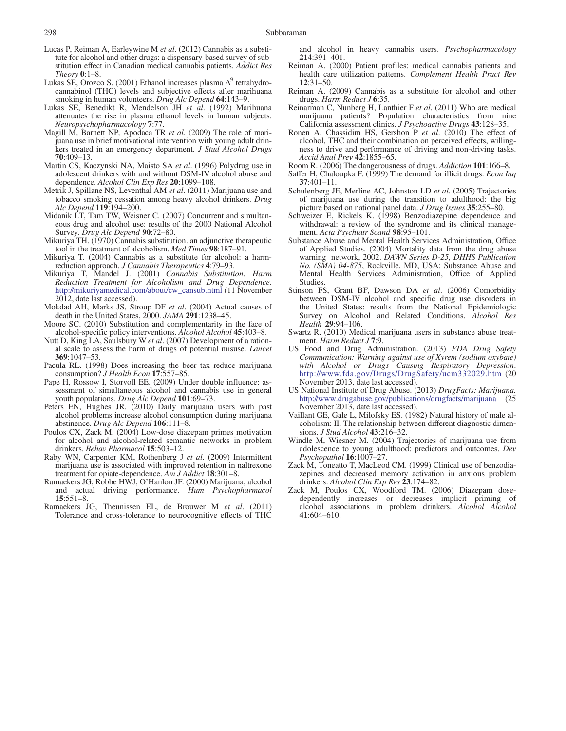Lucas P, Reiman A, Earleywine M *et al*. (2012) Cannabis as a substitute for alcohol and other drugs: a dispensary-based survey of substitution effect in Canadian medical cannabis patients. *Addict Res Theory* **0**:1–8.

Lukas SE, Orozco S. (2001) Ethanol increases plasma $\Delta^9$ tetrahydrocannabinol (THC) levels and subjective effects after marihuana smoking in human volunteers. *Drug Alc Depend* **64**:143–9.

Lukas SE, Benedikt R, Mendelson JH *et al*. (1992) Marihuana attenuates the rise in plasma ethanol levels in human subjects. *Neuropsychopharmacology* **7**:77.

Magill M, Barnett NP, Apodaca TR *et al*. (2009) The role of marijuana use in brief motivational intervention with young adult drinkers treated in an emergency department. *J Stud Alcohol Drugs* **70**:409–13.

Martin CS, Kaczynski NA, Maisto SA *et al*. (1996) Polydrug use in adolescent drinkers with and without DSM-IV alcohol abuse and dependence. *Alcohol Clin Exp Res* **20**:1099–108.

Metrik J, Spillane NS, Leventhal AM *et al*. (2011) Marijuana use and tobacco smoking cessation among heavy alcohol drinkers. *Drug Alc Depend* **119**:194–200.

Midanik LT, Tam TW, Weisner C. (2007) Concurrent and simultaneous drug and alcohol use: results of the 2000 National Alcohol Survey. *Drug Alc Depend* **90**:72–80.

Mikuriya TH. (1970) Cannabis substitution. an adjunctive therapeutic tool in the treatment of alcoholism. *Med Times* **98**:187–91.

Mikuriya T. (2004) Cannabis as a substitute for alcohol: a harm-reduction approach. *J Cannabis Therapeutics* **4**:79–93.

Mikuriya T, Mandel J. (2001) *Cannabis Substitution: Harm Reduction Treatment for Alcoholism and Drug Dependence*. http://mikuriyamedical.com/about/cw_cansub.html (11 November 2012, date last accessed).

Mokdad AH, Marks JS, Stroup DF *et al*. (2004) Actual causes of death in the United States, 2000. *JAMA* **291**:1238–45.

Moore SC. (2010) Substitution and complementarity in the face of alcohol-specific policy interventions. *Alcohol Alcohol* **45**:403–8.

Nutt D, King LA, Saulsbury W *et al*. (2007) Development of a rational scale to assess the harm of drugs of potential misuse. *Lancet* **369**:1047–53.

Pacula RL. (1998) Does increasing the beer tax reduce marijuana consumption? *J Health Econ* **17**:557–85.

Pape H, Rossow I, Storvoll EE. (2009) Under double influence: assessment of simultaneous alcohol and cannabis use in general youth populations. *Drug Alc Depend* **101**:69–73.

Peters EN, Hughes JR. (2010) Daily marijuana users with past alcohol problems increase alcohol consumption during marijuana abstinence. *Drug Alc Depend* **106**:111–8.

Poulos CX, Zack M. (2004) Low-dose diazepam primes motivation for alcohol and alcohol-related semantic networks in problem drinkers. *Behav Pharmacol* **15**:503–12.

Raby WN, Carpenter KM, Rothenberg J *et al*. (2009) Intermittent marijuana use is associated with improved retention in naltrexone treatment for opiate-dependence. *Am J Addict* **18**:301–8.

Ramaekers JG, Robbe HWJ, O'Hanlon JF. (2000) Marijuana, alcohol and actual driving performance. *Hum Psychopharmacol* **15**:551–8.

Ramaekers JG, Theunissen EL, de Brouwer M *et al*. (2011) Tolerance and cross-tolerance to neurocognitive effects of THC and alcohol in heavy cannabis users. *Psychopharmacology* **214**:391–401.

Reiman A. (2000) Patient profiles: medical cannabis patients and health care utilization patterns. *Complement Health Pract Rev* **12**:31–50.

Reiman A. (2009) Cannabis as a substitute for alcohol and other drugs. *Harm Reduct J* **6**:35.

Reinarman C, Nunberg H, Lanthier F *et al*. (2011) Who are medical marijuana patients? Population characteristics from nine California assessment clinics. *J Psychoactive Drugs* **43**:128–35.

Ronen A, Chassidim HS, Gershon P *et al*. (2010) The effect of alcohol, THC and their combination on perceived effects, willingness to drive and performance of driving and non-driving tasks. *Accid Anal Prev* **42**:1855–65.

Room R. (2006) The dangerousness of drugs. *Addiction* **101**:166–8.

Saffer H, Chaloupka F. (1999) The demand for illicit drugs. *Econ Inq* **37**:401–11.

Schulenberg JE, Merline AC, Johnston LD *et al*. (2005) Trajectories of marijuana use during the transition to adulthood: the big picture based on national panel data. *J Drug Issues* **35**:255–80.

Schweizer E, Rickels K. (1998) Benzodiazepine dependence and withdrawal: a review of the syndrome and its clinical management. *Acta Psychiatr Scand* **98**:95–101.

Substance Abuse and Mental Health Services Administration, Office of Applied Studies. (2004) Mortality data from the drug abuse warning network, 2002. *DAWN Series D-25, DHHS Publication No. (SMA) 04-875*, Rockville, MD, USA: Substance Abuse and Mental Health Services Administration, Office of Applied Studies.

Stinson FS, Grant BF, Dawson DA *et al*. (2006) Comorbidity between DSM-IV alcohol and specific drug use disorders in the United States: results from the National Epidemiologic Survey on Alcohol and Related Conditions. *Alcohol Res Health* **29**:94–106.

Swartz R. (2010) Medical marijuana users in substance abuse treatment. *Harm Reduct J* **7**:9.

US Food and Drug Administration. (2013) *FDA Drug Safety Communication: Warning against use of Xyrem (sodium oxybate) with Alcohol or Drugs Causing Respiratory Depression*. http://www.fda.gov/Drugs/DrugSafety/ucm332029.htm (20 November 2013, date last accessed).

US National Institute of Drug Abuse. (2013) *DrugFacts: Marijuana.* http://www.drugabuse.gov/publications/drugfacts/marijuana (25 November 2013, date last accessed).

Vaillant GE, Gale L, Milofsky ES. (1982) Natural history of male alcoholism: II. The relationship between different diagnostic dimensions. *J Stud Alcohol* **43**:216–32.

Windle M, Wiesner M. (2004) Trajectories of marijuana use from adolescence to young adulthood: predictors and outcomes. *Dev Psychopathol* **16**:1007–27.

Zack M, Toneatto T, MacLeod CM. (1999) Clinical use of benzodiazepines and decreased memory activation in anxious problem drinkers. *Alcohol Clin Exp Res* **23**:174–82.

Zack M, Poulos CX, Woodford TM. (2006) Diazepam dose-dependently increases or decreases implicit priming of alcohol associations in problem drinkers. *Alcohol Alcohol* **41**:604–610.